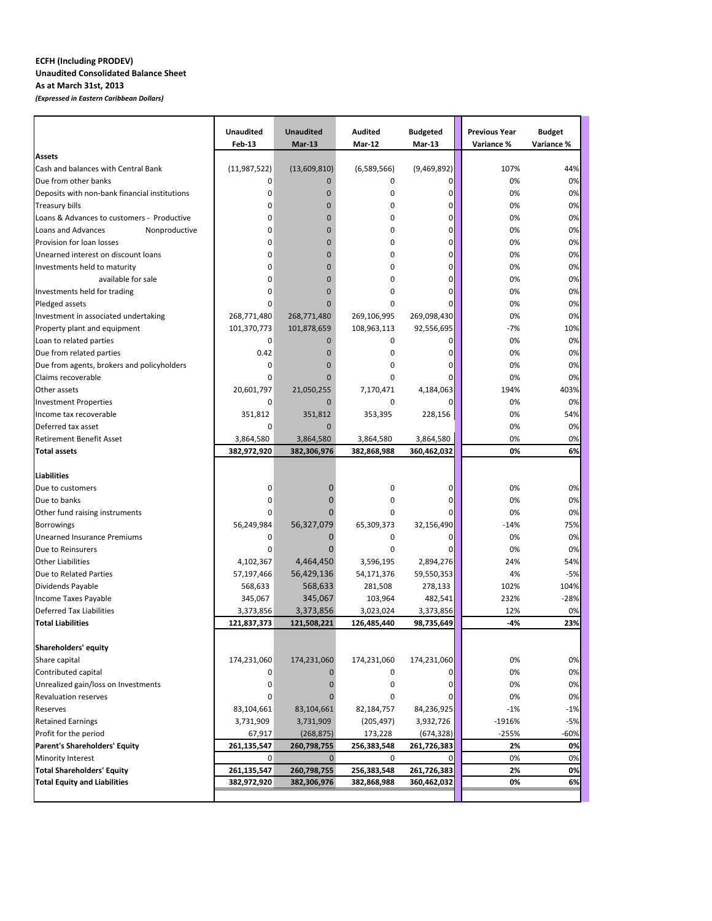**ECFH (Including PRODEV)**
**Unaudited Consolidated Balance Sheet**
**As at March 31st, 2013**
***(Expressed in Eastern Caribbean Dollars)***

| | Unaudited Feb-13 | Unaudited Mar-13 | Audited Mar-12 | Budgeted Mar-13 | Previous Year Variance % | Budget Variance % |
|---|---|---|---|---|---|---|
| **Assets** | | | | | | |
| Cash and balances with Central Bank | (11,987,522) | (13,609,810) | (6,589,566) | (9,469,892) | 107% | 44% |
| Due from other banks | 0 | 0 | 0 | 0 | 0% | 0% |
| Deposits with non-bank financial institutions | 0 | 0 | 0 | 0 | 0% | 0% |
| Treasury bills | 0 | 0 | 0 | 0 | 0% | 0% |
| Loans & Advances to customers - Productive | 0 | 0 | 0 | 0 | 0% | 0% |
| Loans and Advances Nonproductive | 0 | 0 | 0 | 0 | 0% | 0% |
| Provision for loan losses | 0 | 0 | 0 | 0 | 0% | 0% |
| Unearned interest on discount loans | 0 | 0 | 0 | 0 | 0% | 0% |
| Investments held to maturity | 0 | 0 | 0 | 0 | 0% | 0% |
| available for sale | 0 | 0 | 0 | 0 | 0% | 0% |
| Investments held for trading | 0 | 0 | 0 | 0 | 0% | 0% |
| Pledged assets | 0 | 0 | 0 | 0 | 0% | 0% |
| Investment in associated undertaking | 268,771,480 | 268,771,480 | 269,106,995 | 269,098,430 | 0% | 0% |
| Property plant and equipment | 101,370,773 | 101,878,659 | 108,963,113 | 92,556,695 | -7% | 10% |
| Loan to related parties | 0 | 0 | 0 | 0 | 0% | 0% |
| Due from related parties | 0.42 | 0 | 0 | 0 | 0% | 0% |
| Due from agents, brokers and policyholders | 0 | 0 | 0 | 0 | 0% | 0% |
| Claims recoverable | 0 | 0 | 0 | 0 | 0% | 0% |
| Other assets | 20,601,797 | 21,050,255 | 7,170,471 | 4,184,063 | 194% | 403% |
| Investment Properties | 0 | 0 | 0 | 0 | 0% | 0% |
| Income tax recoverable | 351,812 | 351,812 | 353,395 | 228,156 | 0% | 54% |
| Deferred tax asset | 0 | 0 | | | 0% | 0% |
| Retirement Benefit Asset | 3,864,580 | 3,864,580 | 3,864,580 | 3,864,580 | 0% | 0% |
| **Total assets** | **382,972,920** | **382,306,976** | **382,868,988** | **360,462,032** | **0%** | **6%** |
| **Liabilities** | | | | | | |
| Due to customers | 0 | 0 | 0 | 0 | 0% | 0% |
| Due to banks | 0 | 0 | 0 | 0 | 0% | 0% |
| Other fund raising instruments | 0 | 0 | 0 | 0 | 0% | 0% |
| Borrowings | 56,249,984 | 56,327,079 | 65,309,373 | 32,156,490 | -14% | 75% |
| Unearned Insurance Premiums | 0 | 0 | 0 | 0 | 0% | 0% |
| Due to Reinsurers | 0 | 0 | 0 | 0 | 0% | 0% |
| Other Liabilities | 4,102,367 | 4,464,450 | 3,596,195 | 2,894,276 | 24% | 54% |
| Due to Related Parties | 57,197,466 | 56,429,136 | 54,171,376 | 59,550,353 | 4% | -5% |
| Dividends Payable | 568,633 | 568,633 | 281,508 | 278,133 | 102% | 104% |
| Income Taxes Payable | 345,067 | 345,067 | 103,964 | 482,541 | 232% | -28% |
| Deferred Tax Liabilities | 3,373,856 | 3,373,856 | 3,023,024 | 3,373,856 | 12% | 0% |
| **Total Liabilities** | **121,837,373** | **121,508,221** | **126,485,440** | **98,735,649** | **-4%** | **23%** |
| **Shareholders' equity** | | | | | | |
| Share capital | 174,231,060 | 174,231,060 | 174,231,060 | 174,231,060 | 0% | 0% |
| Contributed capital | 0 | 0 | 0 | 0 | 0% | 0% |
| Unrealized gain/loss on Investments | 0 | 0 | 0 | 0 | 0% | 0% |
| Revaluation reserves | 0 | 0 | 0 | 0 | 0% | 0% |
| Reserves | 83,104,661 | 83,104,661 | 82,184,757 | 84,236,925 | -1% | -1% |
| Retained Earnings | 3,731,909 | 3,731,909 | (205,497) | 3,932,726 | -1916% | -5% |
| Profit for the period | 67,917 | (268,875) | 173,228 | (674,328) | -255% | -60% |
| **Parent's Shareholders' Equity** | **261,135,547** | **260,798,755** | **256,383,548** | **261,726,383** | **2%** | **0%** |
| Minority Interest | 0 | 0 | 0 | 0 | 0% | 0% |
| **Total Shareholders' Equity** | **261,135,547** | **260,798,755** | **256,383,548** | **261,726,383** | **2%** | **0%** |
| **Total Equity and Liabilities** | **382,972,920** | **382,306,976** | **382,868,988** | **360,462,032** | **0%** | **6%** |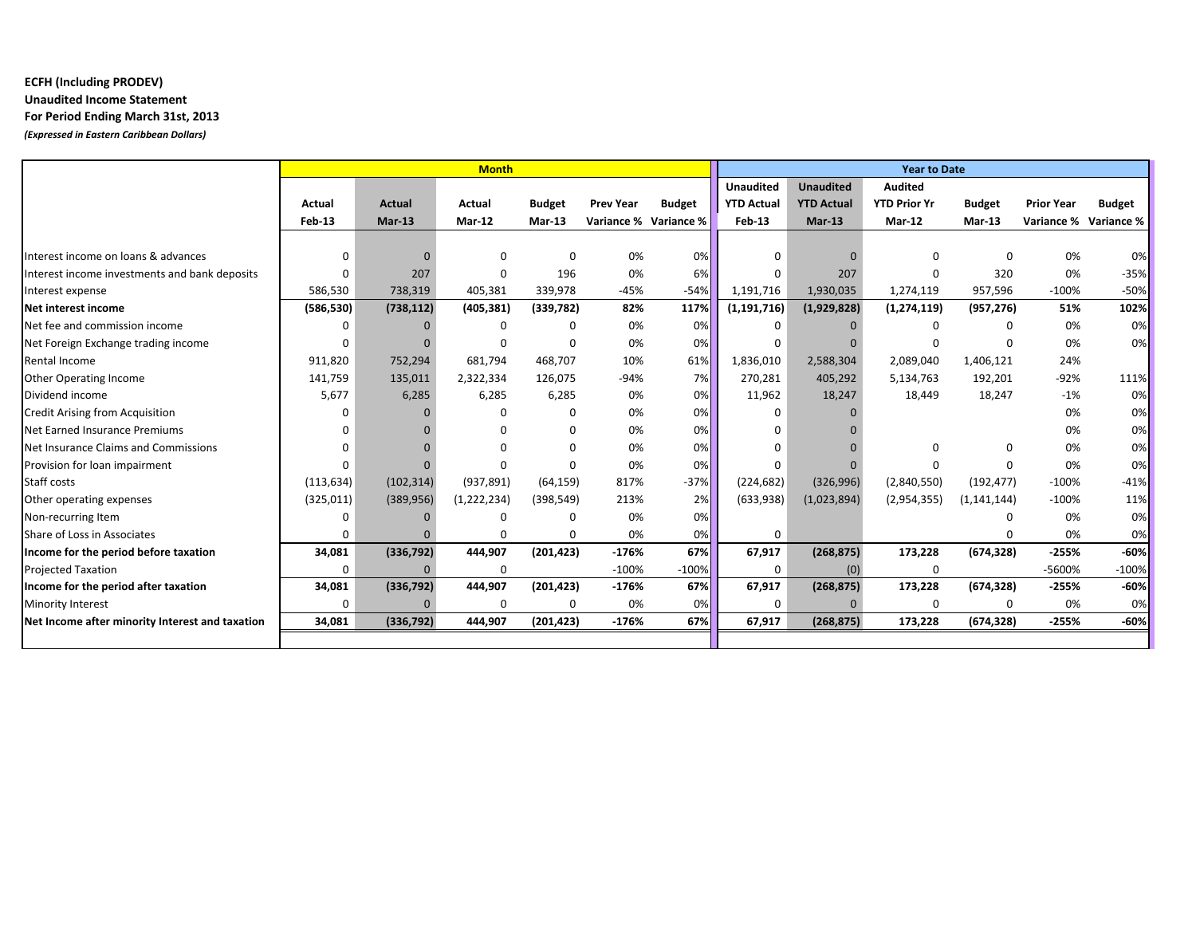**ECFH (Including PRODEV)**

**Unaudited Income Statement**

**For Period Ending March 31st, 2013**

***(Expressed in Eastern Caribbean Dollars)***

| | Month | | | | | | Year to Date | | | | | |
|---|---|---|---|---|---|---|---|---|---|---|---|---|
| | **Actual Feb-13** | **Actual Mar-13** | **Actual Mar-12** | **Budget Mar-13** | **Prev Year Variance %** | **Budget Variance %** | **Unaudited YTD Actual Feb-13** | **Unaudited YTD Actual Mar-13** | **Audited YTD Prior Yr Mar-12** | **Budget Mar-13** | **Prior Year Variance %** | **Budget Variance %** |
| Interest income on loans & advances | 0 | 0 | 0 | 0 | 0% | 0% | 0 | 0 | 0 | 0 | 0% | 0% |
| Interest income investments and bank deposits | 0 | 207 | 0 | 196 | 0% | 6% | 0 | 207 | 0 | 320 | 0% | -35% |
| Interest expense | 586,530 | 738,319 | 405,381 | 339,978 | -45% | -54% | 1,191,716 | 1,930,035 | 1,274,119 | 957,596 | -100% | -50% |
| **Net interest income** | **(586,530)** | **(738,112)** | **(405,381)** | **(339,782)** | **82%** | **117%** | **(1,191,716)** | **(1,929,828)** | **(1,274,119)** | **(957,276)** | **51%** | **102%** |
| Net fee and commission income | 0 | 0 | 0 | 0 | 0% | 0% | 0 | 0 | 0 | 0 | 0% | 0% |
| Net Foreign Exchange trading income | 0 | 0 | 0 | 0 | 0% | 0% | 0 | 0 | 0 | 0 | 0% | 0% |
| Rental Income | 911,820 | 752,294 | 681,794 | 468,707 | 10% | 61% | 1,836,010 | 2,588,304 | 2,089,040 | 1,406,121 | 24% | |
| Other Operating Income | 141,759 | 135,011 | 2,322,334 | 126,075 | -94% | 7% | 270,281 | 405,292 | 5,134,763 | 192,201 | -92% | 111% |
| Dividend income | 5,677 | 6,285 | 6,285 | 6,285 | 0% | 0% | 11,962 | 18,247 | 18,449 | 18,247 | -1% | 0% |
| Credit Arising from Acquisition | 0 | 0 | 0 | 0 | 0% | 0% | 0 | 0 | | | 0% | 0% |
| Net Earned Insurance Premiums | 0 | 0 | 0 | 0 | 0% | 0% | 0 | 0 | | | 0% | 0% |
| Net Insurance Claims and Commissions | 0 | 0 | 0 | 0 | 0% | 0% | 0 | 0 | 0 | 0 | 0% | 0% |
| Provision for loan impairment | 0 | 0 | 0 | 0 | 0% | 0% | 0 | 0 | 0 | 0 | 0% | 0% |
| Staff costs | (113,634) | (102,314) | (937,891) | (64,159) | 817% | -37% | (224,682) | (326,996) | (2,840,550) | (192,477) | -100% | -41% |
| Other operating expenses | (325,011) | (389,956) | (1,222,234) | (398,549) | 213% | 2% | (633,938) | (1,023,894) | (2,954,355) | (1,141,144) | -100% | 11% |
| Non-recurring Item | 0 | 0 | 0 | 0 | 0% | 0% | | | | 0 | 0% | 0% |
| Share of Loss in Associates | 0 | 0 | 0 | 0 | 0% | 0% | 0 | | | 0 | 0% | 0% |
| **Income for the period before taxation** | **34,081** | **(336,792)** | **444,907** | **(201,423)** | **-176%** | **67%** | **67,917** | **(268,875)** | **173,228** | **(674,328)** | **-255%** | **-60%** |
| Projected Taxation | 0 | 0 | 0 | | -100% | -100% | 0 | (0) | 0 | | -5600% | -100% |
| **Income for the period after taxation** | **34,081** | **(336,792)** | **444,907** | **(201,423)** | **-176%** | **67%** | **67,917** | **(268,875)** | **173,228** | **(674,328)** | **-255%** | **-60%** |
| Minority Interest | 0 | 0 | 0 | 0 | 0% | 0% | 0 | 0 | 0 | 0 | 0% | 0% |
| **Net Income after minority Interest and taxation** | **34,081** | **(336,792)** | **444,907** | **(201,423)** | **-176%** | **67%** | **67,917** | **(268,875)** | **173,228** | **(674,328)** | **-255%** | **-60%** |